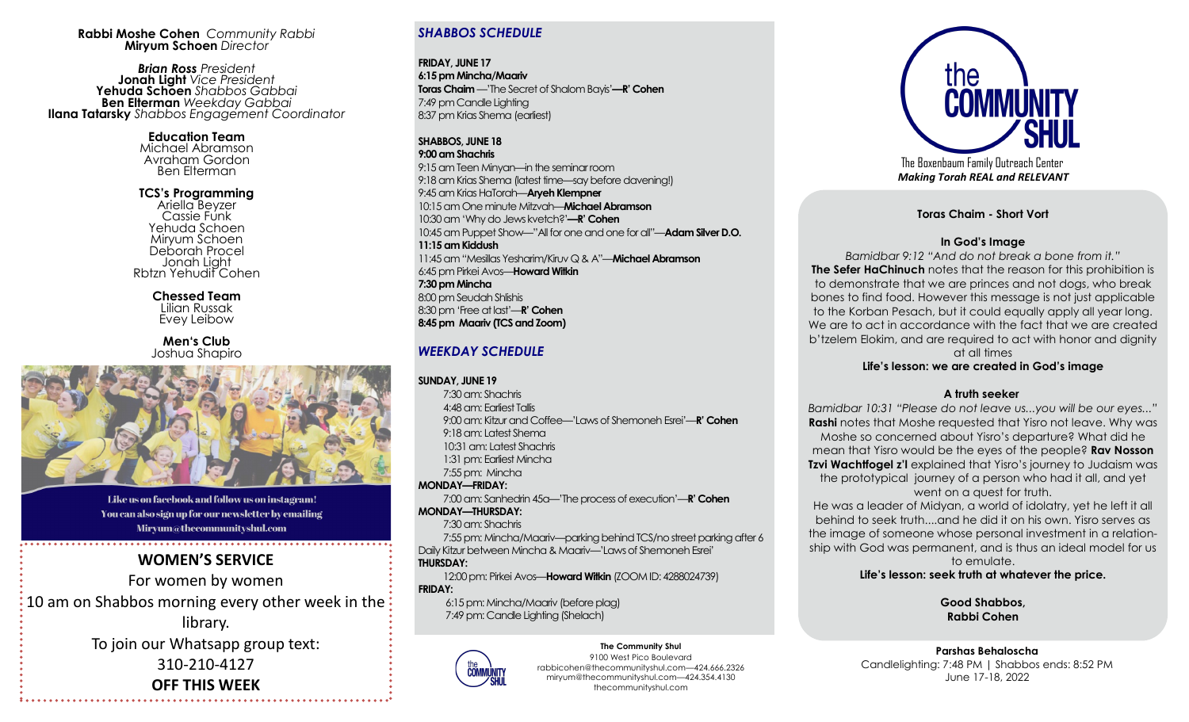**Rabbi Moshe Cohen** *Community Rabbi*
**Miryum Schoen** *Director*

***Brian Ross*** *President*
**Jonah Light** *Vice President*
**Yehuda Schoen** *Shabbos Gabbai*
**Ben Elterman** *Weekday Gabbai*
**Ilana Tatarsky** *Shabbos Engagement Coordinator*

**Education Team**
Michael Abramson
Avraham Gordon
Ben Elterman

**TCS's Programming**
Ariella Beyzer
Cassie Funk
Yehuda Schoen
Miryum Schoen
Deborah Procel
Jonah Light
Rbtzn Yehudit Cohen

**Chessed Team**
Lilian Russak
Evey Leibow

**Men's Club**
Joshua Shapiro

Like us on facebook and follow us on instagram!
You can also sign up for our newsletter by emailing Miryum@thecommunityshul.com

## WOMEN'S SERVICE

For women by women
10 am on Shabbos morning every other week in the library.
To join our Whatsapp group text:
310-210-4127
**OFF THIS WEEK**

## *SHABBOS SCHEDULE*

**FRIDAY, JUNE 17**
**6:15 pm Mincha/Maariv**
**Toras Chaim**—'The Secret of Shalom Bayis'—**R' Cohen**
7:49 pm Candle Lighting
8:37 pm Krias Shema (earliest)

**SHABBOS, JUNE 18**
**9:00 am Shachris**
9:15 am Teen Minyan—in the seminar room
9:18 am Krias Shema (latest time—say before davening!)
9:45 am Krias HaTorah—**Aryeh Klempner**
10:15 am One minute Mitzvah—**Michael Abramson**
10:30 am 'Why do Jews kvetch?'—**R' Cohen**
10:45 am Puppet Show—"All for one and one for all"—**Adam Silver D.O.**
**11:15 am Kiddush**
11:45 am "Mesillas Yesharim/Kiruv Q & A"—**Michael Abramson**
6:45 pm Pirkei Avos—**Howard Witkin**
**7:30 pm Mincha**
8:00 pm Seudah Shlishis
8:30 pm 'Free at last'—**R' Cohen**
**8:45 pm Maariv (TCS and Zoom)**

## *WEEKDAY SCHEDULE*

**SUNDAY, JUNE 19**
7:30 am: Shachris
4:48 am: Earliest Tallis
9:00 am: Kitzur and Coffee—'Laws of Shemoneh Esrei'—**R' Cohen**
9:18 am: Latest Shema
10:31 am: Latest Shachris
1:31 pm: Earliest Mincha
7:55 pm: Mincha

**MONDAY—FRIDAY:**
7:00 am: Sanhedrin 45a—'The process of execution'—**R' Cohen**

**MONDAY—THURSDAY:**
7:30 am: Shachris
7:55 pm: Mincha/Maariv—parking behind TCS/no street parking after 6
Daily Kitzur between Mincha & Maariv—'Laws of Shemoneh Esrei'

**THURSDAY:**
12:00 pm: Pirkei Avos—**Howard Witkin** (ZOOM ID: 4288024739)

**FRIDAY:**
6:15 pm: Mincha/Maariv (before plag)
7:49 pm: Candle Lighting (Shelach)

**The Community Shul**
9100 West Pico Boulevard
rabbicohen@thecommunityshul.com—424.666.2326
miryum@thecommunityshul.com—424.354.4130
thecommunityshul.com

the COMMUNITY SHUL
The Boxenbaum Family Outreach Center
***Making Torah REAL and RELEVANT***

### Toras Chaim - Short Vort

**In God's Image**

*Bamidbar 9:12 "And do not break a bone from it."*
**The Sefer HaChinuch** notes that the reason for this prohibition is to demonstrate that we are princes and not dogs, who break bones to find food. However this message is not just applicable to the Korban Pesach, but it could equally apply all year long. We are to act in accordance with the fact that we are created b'tzelem Elokim, and are required to act with honor and dignity at all times

**Life's lesson: we are created in God's image**

**A truth seeker**

*Bamidbar 10:31 "Please do not leave us...you will be our eyes..."*
**Rashi** notes that Moshe requested that Yisro not leave. Why was Moshe so concerned about Yisro's departure? What did he mean that Yisro would be the eyes of the people? **Rav Nosson Tzvi Wachtfogel z'l** explained that Yisro's journey to Judaism was the prototypical journey of a person who had it all, and yet went on a quest for truth.
He was a leader of Midyan, a world of idolatry, yet he left it all behind to seek truth....and he did it on his own. Yisro serves as the image of someone whose personal investment in a relationship with God was permanent, and is thus an ideal model for us to emulate.

**Life's lesson: seek truth at whatever the price.**

**Good Shabbos,**
**Rabbi Cohen**

**Parshas Behaloscha**
Candlelighting: 7:48 PM | Shabbos ends: 8:52 PM
June 17-18, 2022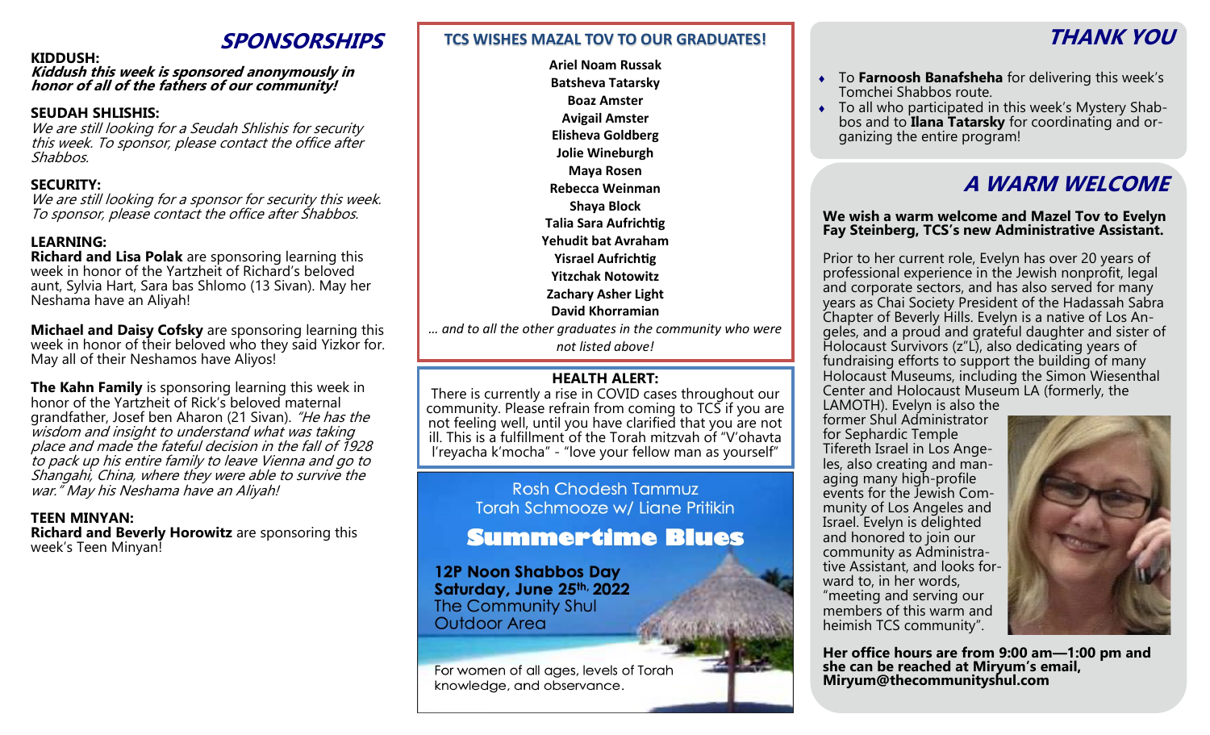## SPONSORSHIPS

**KIDDUSH:**
***Kiddush this week is sponsored anonymously in honor of all of the fathers of our community!***

**SEUDAH SHLISHIS:**
*We are still looking for a Seudah Shlishis for security this week. To sponsor, please contact the office after Shabbos.*

**SECURITY:**
*We are still looking for a sponsor for security this week. To sponsor, please contact the office after Shabbos.*

**LEARNING:**
**Richard and Lisa Polak** are sponsoring learning this week in honor of the Yartzheit of Richard's beloved aunt, Sylvia Hart, Sara bas Shlomo (13 Sivan). May her Neshama have an Aliyah!

**Michael and Daisy Cofsky** are sponsoring learning this week in honor of their beloved who they said Yizkor for. May all of their Neshamos have Aliyos!

**The Kahn Family** is sponsoring learning this week in honor of the Yartzheit of Rick's beloved maternal grandfather, Josef ben Aharon (21 Sivan). *"He has the wisdom and insight to understand what was taking place and made the fateful decision in the fall of 1928 to pack up his entire family to leave Vienna and go to Shangahi, China, where they were able to survive the war." May his Neshama have an Aliyah!*

**TEEN MINYAN:**
**Richard and Beverly Horowitz** are sponsoring this week's Teen Minyan!

## TCS WISHES MAZAL TOV TO OUR GRADUATES!

**Ariel Noam Russak**
**Batsheva Tatarsky**
**Boaz Amster**
**Avigail Amster**
**Elisheva Goldberg**
**Jolie Wineburgh**
**Maya Rosen**
**Rebecca Weinman**
**Shaya Block**
**Talia Sara Aufrichtig**
**Yehudit bat Avraham**
**Yisrael Aufrichtig**
**Yitzchak Notowitz**
**Zachary Asher Light**
**David Khorramian**

*... and to all the other graduates in the community who were not listed above!*

**HEALTH ALERT:**
There is currently a rise in COVID cases throughout our community. Please refrain from coming to TCS if you are not feeling well, until you have clarified that you are not ill. This is a fulfillment of the Torah mitzvah of "V'ohavta l'reyacha k'mocha" - "love your fellow man as yourself"

Rosh Chodesh Tammuz
Torah Schmooze w/ Liane Pritikin

**Summertime Blues**

**12P Noon Shabbos Day**
**Saturday, June 25th, 2022**
The Community Shul
Outdoor Area

For women of all ages, levels of Torah knowledge, and observance.

## THANK YOU

- To **Farnoosh Banafsheha** for delivering this week's Tomchei Shabbos route.
- To all who participated in this week's Mystery Shabbos and to **Ilana Tatarsky** for coordinating and organizing the entire program!

## A WARM WELCOME

**We wish a warm welcome and Mazel Tov to Evelyn Fay Steinberg, TCS's new Administrative Assistant.**

Prior to her current role, Evelyn has over 20 years of professional experience in the Jewish nonprofit, legal and corporate sectors, and has also served for many years as Chai Society President of the Hadassah Sabra Chapter of Beverly Hills. Evelyn is a native of Los Angeles, and a proud and grateful daughter and sister of Holocaust Survivors (z"L), also dedicating years of fundraising efforts to support the building of many Holocaust Museums, including the Simon Wiesenthal Center and Holocaust Museum LA (formerly, the LAMOTH). Evelyn is also the former Shul Administrator for Sephardic Temple Tifereth Israel in Los Angeles, also creating and managing many high-profile events for the Jewish Community of Los Angeles and Israel. Evelyn is delighted and honored to join our community as Administrative Assistant, and looks forward to, in her words, "meeting and serving our members of this warm and heimish TCS community".

**Her office hours are from 9:00 am—1:00 pm and she can be reached at Miryum's email, Miryum@thecommunityshul.com**